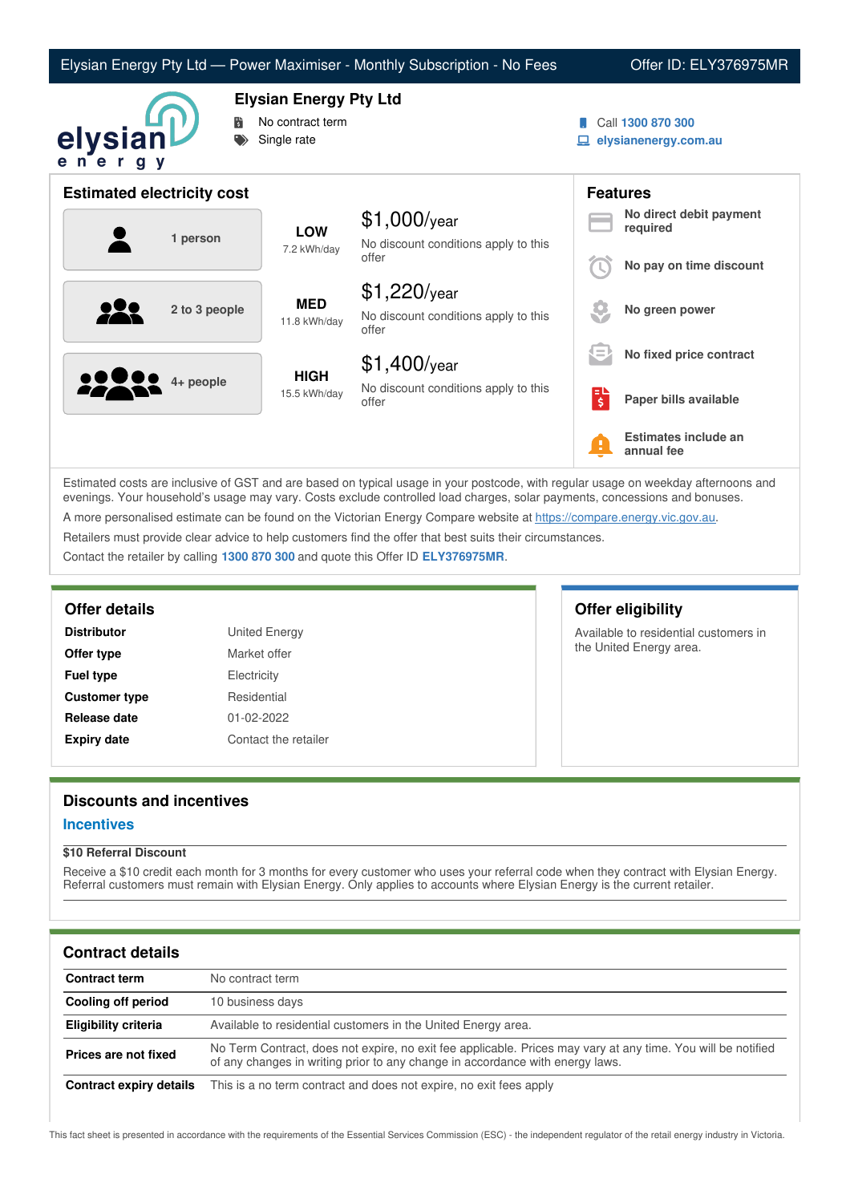# Elysian Energy Pty Ltd — Power Maximiser - Monthly Subscription - No Fees

Offer ID: ELY376975MR

## Elysian Energy Pty Ltd

- No contract term
- Single rate

Call **1300 870 300**
elysianenergy.com.au

## Estimated electricity cost

| Household | Usage | Cost |
|---|---|---|
| 1 person | **LOW** 7.2 kWh/day | $1,000/year<br>No discount conditions apply to this offer |
| 2 to 3 people | **MED** 11.8 kWh/day | $1,220/year<br>No discount conditions apply to this offer |
| 4+ people | **HIGH** 15.5 kWh/day | $1,400/year<br>No discount conditions apply to this offer |

## Features

- **No direct debit payment required**
- **No pay on time discount**
- **No green power**
- **No fixed price contract**
- **Paper bills available**
- **Estimates include an annual fee**

Estimated costs are inclusive of GST and are based on typical usage in your postcode, with regular usage on weekday afternoons and evenings. Your household's usage may vary. Costs exclude controlled load charges, solar payments, concessions and bonuses.

A more personalised estimate can be found on the Victorian Energy Compare website at https://compare.energy.vic.gov.au.

Retailers must provide clear advice to help customers find the offer that best suits their circumstances.

Contact the retailer by calling **1300 870 300** and quote this Offer ID **ELY376975MR**.

## Offer details

| | |
|---|---|
| **Distributor** | United Energy |
| **Offer type** | Market offer |
| **Fuel type** | Electricity |
| **Customer type** | Residential |
| **Release date** | 01-02-2022 |
| **Expiry date** | Contact the retailer |

## Offer eligibility

Available to residential customers in the United Energy area.

## Discounts and incentives

### Incentives

**$10 Referral Discount**

Receive a $10 credit each month for 3 months for every customer who uses your referral code when they contract with Elysian Energy. Referral customers must remain with Elysian Energy. Only applies to accounts where Elysian Energy is the current retailer.

## Contract details

| | |
|---|---|
| **Contract term** | No contract term |
| **Cooling off period** | 10 business days |
| **Eligibility criteria** | Available to residential customers in the United Energy area. |
| **Prices are not fixed** | No Term Contract, does not expire, no exit fee applicable. Prices may vary at any time. You will be notified of any changes in writing prior to any change in accordance with energy laws. |
| **Contract expiry details** | This is a no term contract and does not expire, no exit fees apply |

This fact sheet is presented in accordance with the requirements of the Essential Services Commission (ESC) - the independent regulator of the retail energy industry in Victoria.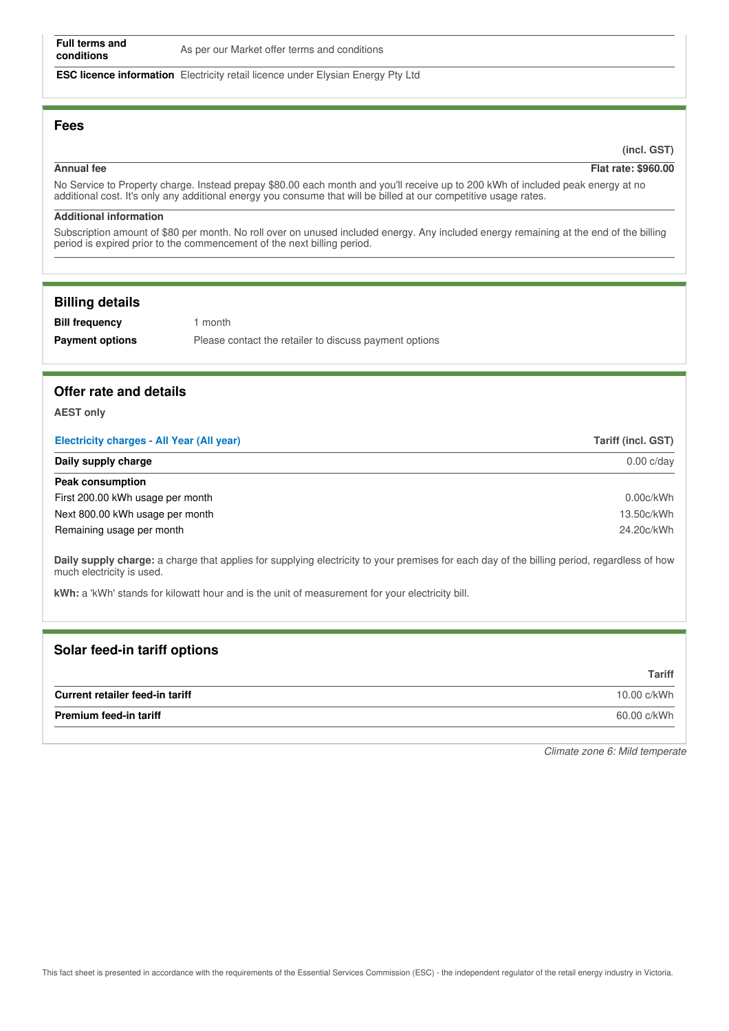| | |
|---|---|
| **Full terms and conditions** | As per our Market offer terms and conditions |
| **ESC licence information** | Electricity retail licence under Elysian Energy Pty Ltd |

## Fees

| | (incl. GST) |
|---|---|
| **Annual fee** | **Flat rate: $960.00** |

No Service to Property charge. Instead prepay $80.00 each month and you'll receive up to 200 kWh of included peak energy at no additional cost. It's only any additional energy you consume that will be billed at our competitive usage rates.

**Additional information**

Subscription amount of $80 per month. No roll over on unused included energy. Any included energy remaining at the end of the billing period is expired prior to the commencement of the next billing period.

## Billing details

| | |
|---|---|
| **Bill frequency** | 1 month |
| **Payment options** | Please contact the retailer to discuss payment options |

## Offer rate and details

**AEST only**

| Electricity charges - All Year (All year) | Tariff (incl. GST) |
|---|---|
| **Daily supply charge** | 0.00 c/day |
| **Peak consumption** | |
| First 200.00 kWh usage per month | 0.00c/kWh |
| Next 800.00 kWh usage per month | 13.50c/kWh |
| Remaining usage per month | 24.20c/kWh |

**Daily supply charge:** a charge that applies for supplying electricity to your premises for each day of the billing period, regardless of how much electricity is used.

**kWh:** a 'kWh' stands for kilowatt hour and is the unit of measurement for your electricity bill.

## Solar feed-in tariff options

| | Tariff |
|---|---|
| **Current retailer feed-in tariff** | 10.00 c/kWh |
| **Premium feed-in tariff** | 60.00 c/kWh |

*Climate zone 6: Mild temperate*

This fact sheet is presented in accordance with the requirements of the Essential Services Commission (ESC) - the independent regulator of the retail energy industry in Victoria.